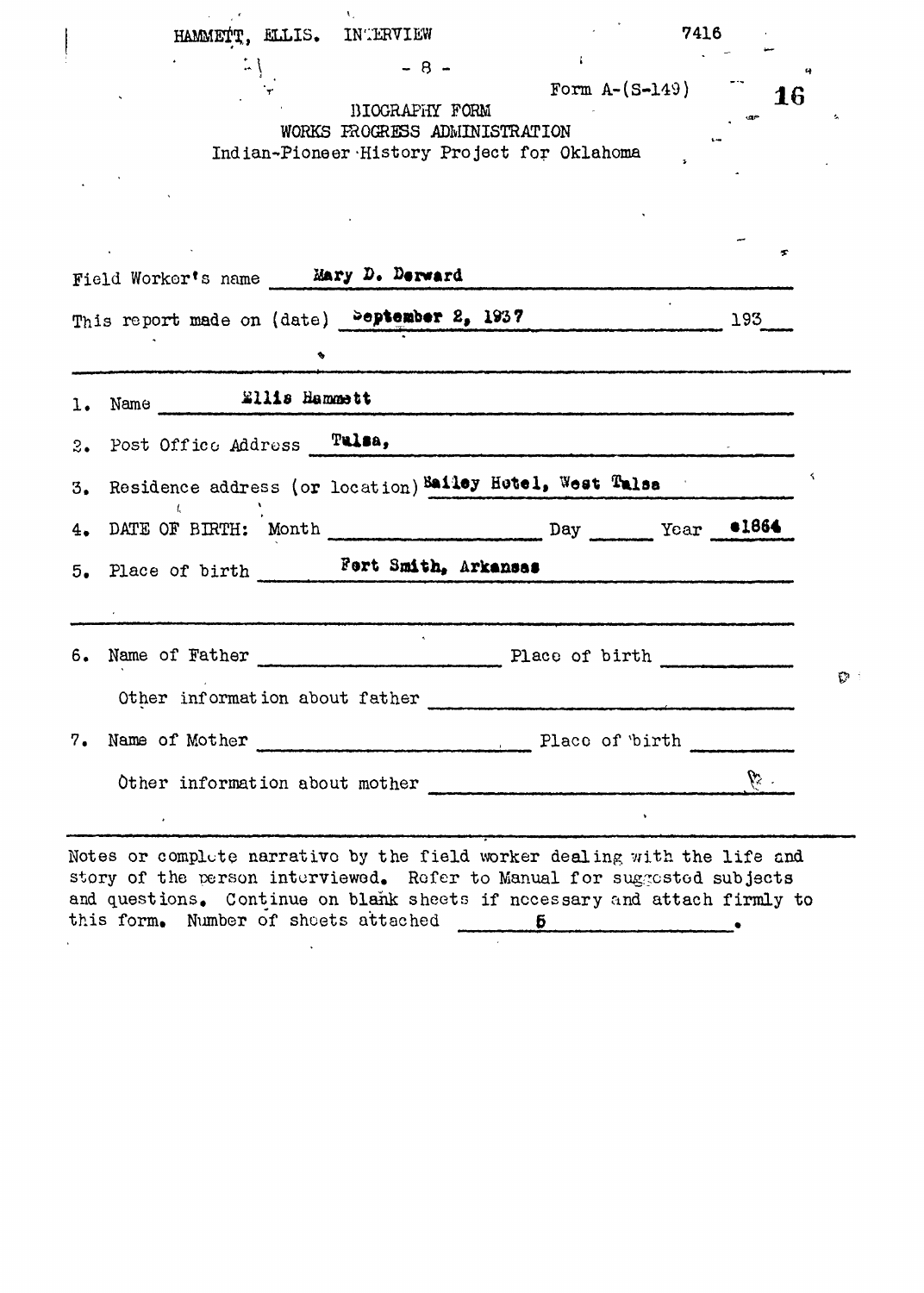HAMMETT, ELLIS. INTERVIEW 7416

Form A-(S-149)

BIOGRAPHY FORM
WORKS PROGRESS ADMINISTRATION
Indian-Pioneer History Project for Oklahoma

Field Worker's name **Mary D. Derward**

This report made on (date) **September 2, 1937** 193

1. Name **Ellis Hammett**
2. Post Office Address **Tulsa,**
3. Residence address (or location) **Bailey Hotel, West Tulsa**
4. DATE OF BIRTH: Month \_\_\_\_\_\_ Day \_\_\_\_\_\_ Year **c1864**
5. Place of birth **Fort Smith, Arkansas**

6. Name of Father \_\_\_\_\_\_ Place of birth \_\_\_\_\_\_

   Other information about father \_\_\_\_\_\_

7. Name of Mother \_\_\_\_\_\_ Place of birth \_\_\_\_\_\_

   Other information about mother \_\_\_\_\_\_

Notes or complete narrative by the field worker dealing with the life and story of the person interviewed. Refer to Manual for suggested subjects and questions. Continue on blank sheets if necessary and attach firmly to this form. Number of sheets attached **5**.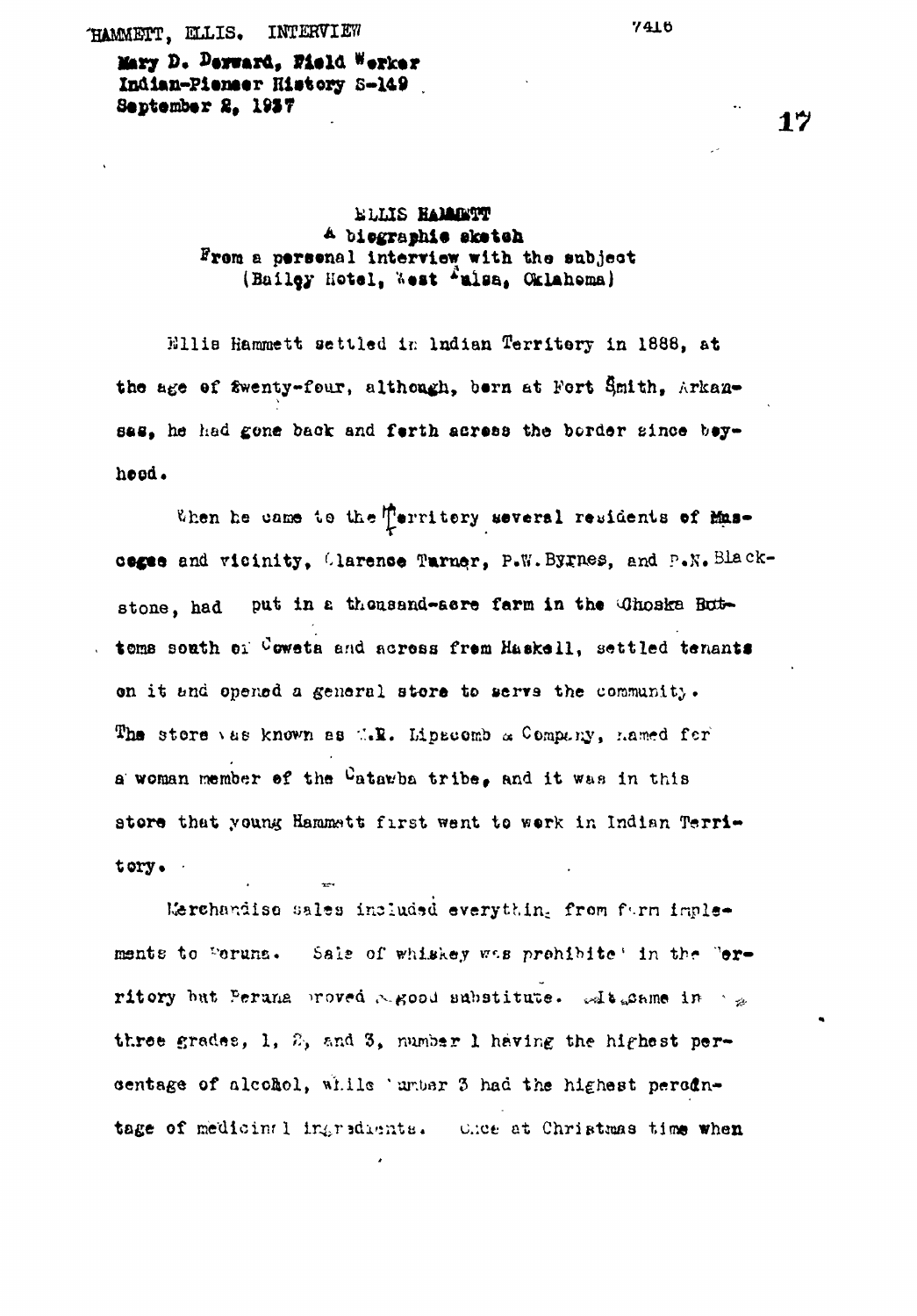HAMMETT, ELLIS. INTERVIEW

Mary D. Dorward, Field Worker
Indian-Pioneer History S-149
September 2, 1937

## ELLIS HAMMETT
### A biographic sketch
From a personal interview with the subject
(Bailey Hotel, West Tulsa, Oklahoma)

Ellis Hammett settled in Indian Territory in 1888, at the age of twenty-four, although, born at Fort Smith, Arkansas, he had gone back and forth across the border since boyhood.

When he came to the Territory several residents of Muscogee and vicinity, Clarence Turner, P.W. Byrnes, and P.N. Blackstone, had put in a thousand-acre farm in the Ohoska Bottoms south of Coweta and across from Haskell, settled tenants on it and opened a general store to serve the community. The store was known as M.E. Lipscomb & Company, named for a woman member of the Catawba tribe, and it was in this store that young Hammett first went to work in Indian Territory.

Merchandise sales included everything from farm implements to Peruna. Sale of whiskey was prohibited in the Territory but Peruna proved a good substitute. It came in three grades, 1, 2, and 3, number 1 having the highest percentage of alcohol, while number 3 had the highest percentage of medicinal ingredients. Once at Christmas time when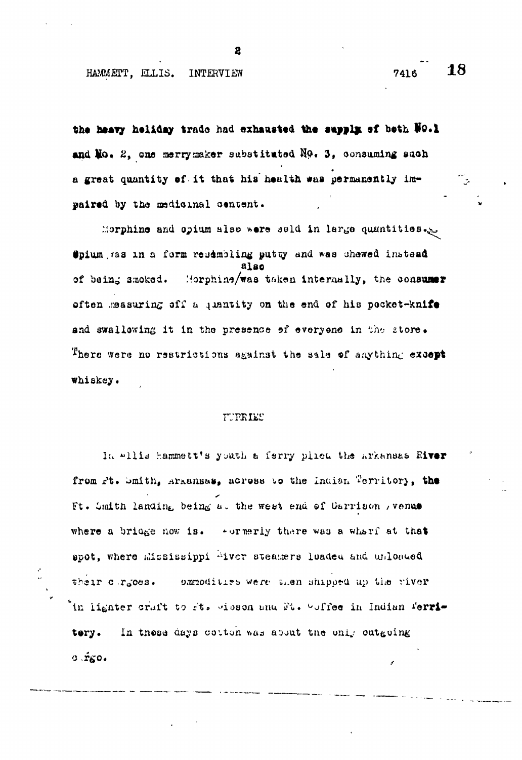the heavy holiday trade had exhausted the supply of both No. 1 and No. 2, one merrymaker substituted No. 3, consuming such a great quantity of it that his health was permanently impaired by the medicinal content.

Morphine and opium also were sold in large quantities. Opium was in a form resembling putty and was chewed instead of being smoked. Morphine also was taken internally, the consumer often measuring off a quantity on the end of his pocket-knife and swallowing it in the presence of everyone in the store. There were no restrictions against the sale of anything except whiskey.

## FERRIES

In Ellis Hammett's youth a ferry plied the Arkansas River from Ft. Smith, Arkansas, across to the Indian Territory, the Ft. Smith landing being at the west end of Garrison Avenue where a bridge now is. Formerly there was a wharf at that spot, where Mississippi River steamers loaded and unloaded their cargoes. Commodities were then shipped up the river in lighter craft to Ft. Gibson and Ft. Coffee in Indian Territory. In those days cotton was about the only outgoing cargo.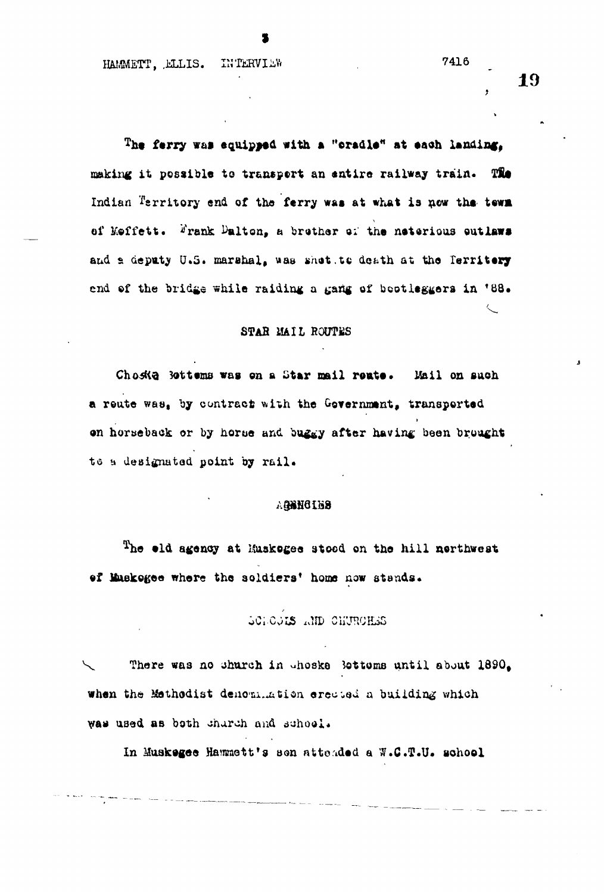The ferry was equipped with a "cradle" at each landing, making it possible to transport an entire railway train. The Indian Territory end of the ferry was at what is now the town of Moffett. Frank Dalton, a brother of the notorious outlaws and a deputy U.S. marshal, was shot to death at the Territory end of the bridge while raiding a gang of bootleggers in '88.

## STAR MAIL ROUTES

Choska Bottoms was on a Star mail route. Mail on such a route was, by contract with the Government, transported on horseback or by horse and buggy after having been brought to a designated point by rail.

## AGENCIES

The old agency at Muskogee stood on the hill northwest of Muskogee where the soldiers' home now stands.

## SCHOOLS AND CHURCHES

There was no church in Choska Bottoms until about 1890, when the Methodist denomination erected a building which was used as both church and school.

In Muskogee Hammett's son attended a W.C.T.U. school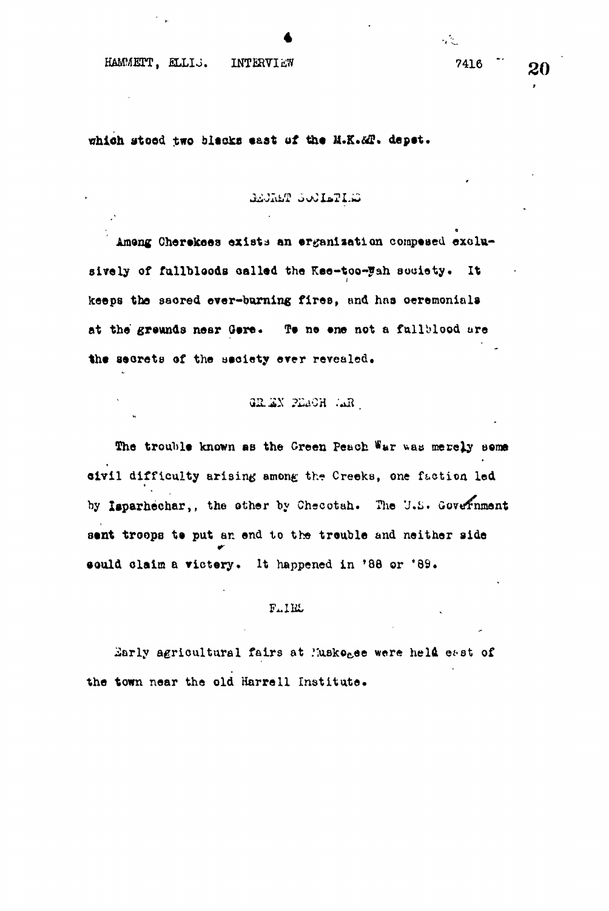which stood two blocks east of the M.K.&T. depot.

## SECRET SOCIETIES

Among Cherokees exists an organization composed exclusively of fullbloods called the Kee-too-Wah society. It keeps the sacred ever-burning fires, and has ceremonials at the grounds near Gore. To no one not a fullblood are the secrets of the society ever revealed.

## GREEN PEACH WAR

The trouble known as the Green Peach War was merely some civil difficulty arising among the Creeks, one faction led by Isparhechar,, the other by Checotah. The U.S. Government sent troops to put an end to the trouble and neither side could claim a victory. It happened in '88 or '89.

## FAIRS

Early agricultural fairs at Muskogee were held east of the town near the old Harrell Institute.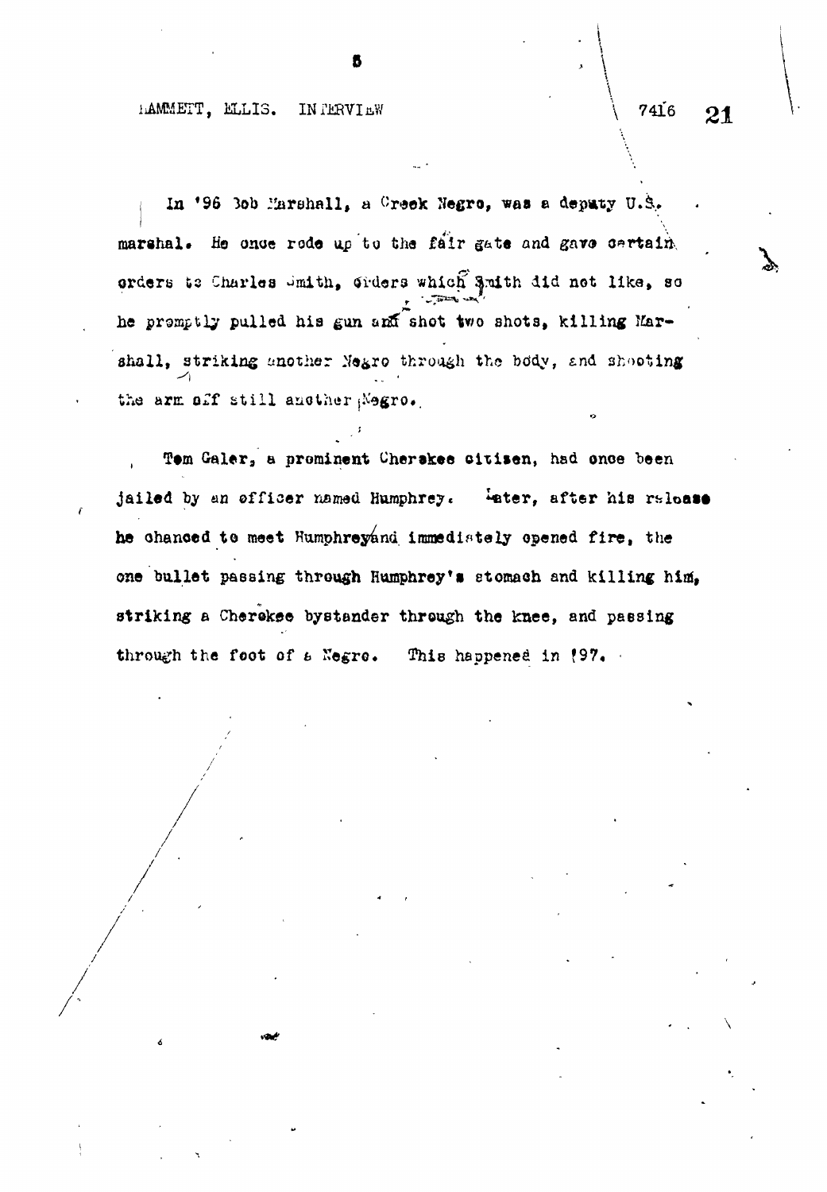In '96 Bob Marshall, a Creek Negro, was a deputy U.S. marshal. He once rode up to the fair gate and gave certain orders to Charles Smith, orders which Smith did not like, so he promptly pulled his gun and shot two shots, killing Marshall, striking another Negro through the body, and shooting the arm off still another Negro.

Tom Galer, a prominent Cherokee citizen, had once been jailed by an officer named Humphrey. Later, after his release he chanced to meet Humphrey and immediately opened fire, the one bullet passing through Humphrey's stomach and killing him, striking a Cherokee bystander through the knee, and passing through the foot of a Negro. This happened in '97.